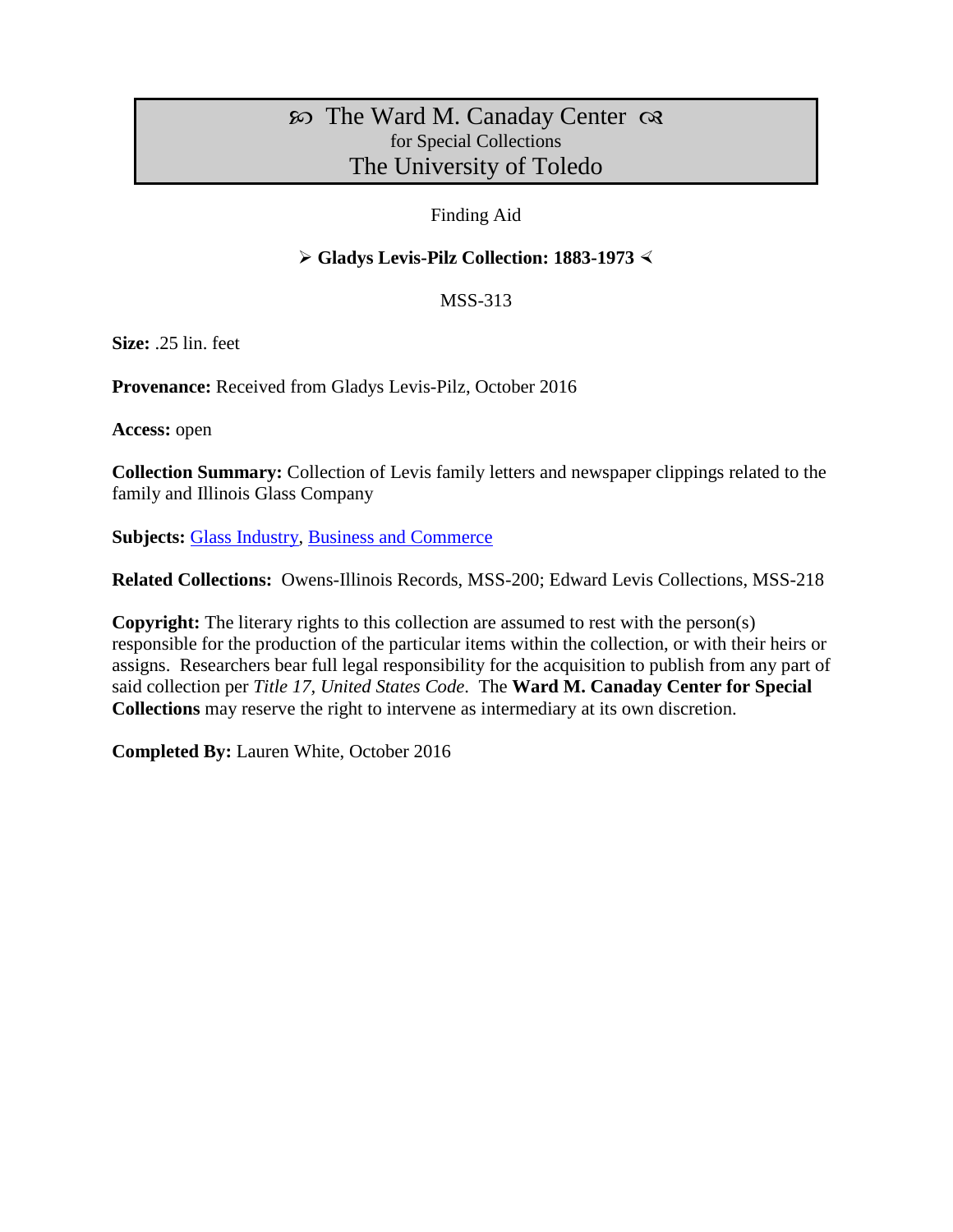# ꕥ The Ward M. Canaday Center ꕥ
for Special Collections
The University of Toledo

Finding Aid

## ➢ Gladys Levis-Pilz Collection: 1883-1973 ≺

MSS-313

**Size:** .25 lin. feet

**Provenance:** Received from Gladys Levis-Pilz, October 2016

**Access:** open

**Collection Summary:** Collection of Levis family letters and newspaper clippings related to the family and Illinois Glass Company

**Subjects:** Glass Industry, Business and Commerce

**Related Collections:** Owens-Illinois Records, MSS-200; Edward Levis Collections, MSS-218

**Copyright:** The literary rights to this collection are assumed to rest with the person(s) responsible for the production of the particular items within the collection, or with their heirs or assigns. Researchers bear full legal responsibility for the acquisition to publish from any part of said collection per *Title 17, United States Code*. The **Ward M. Canaday Center for Special Collections** may reserve the right to intervene as intermediary at its own discretion.

**Completed By:** Lauren White, October 2016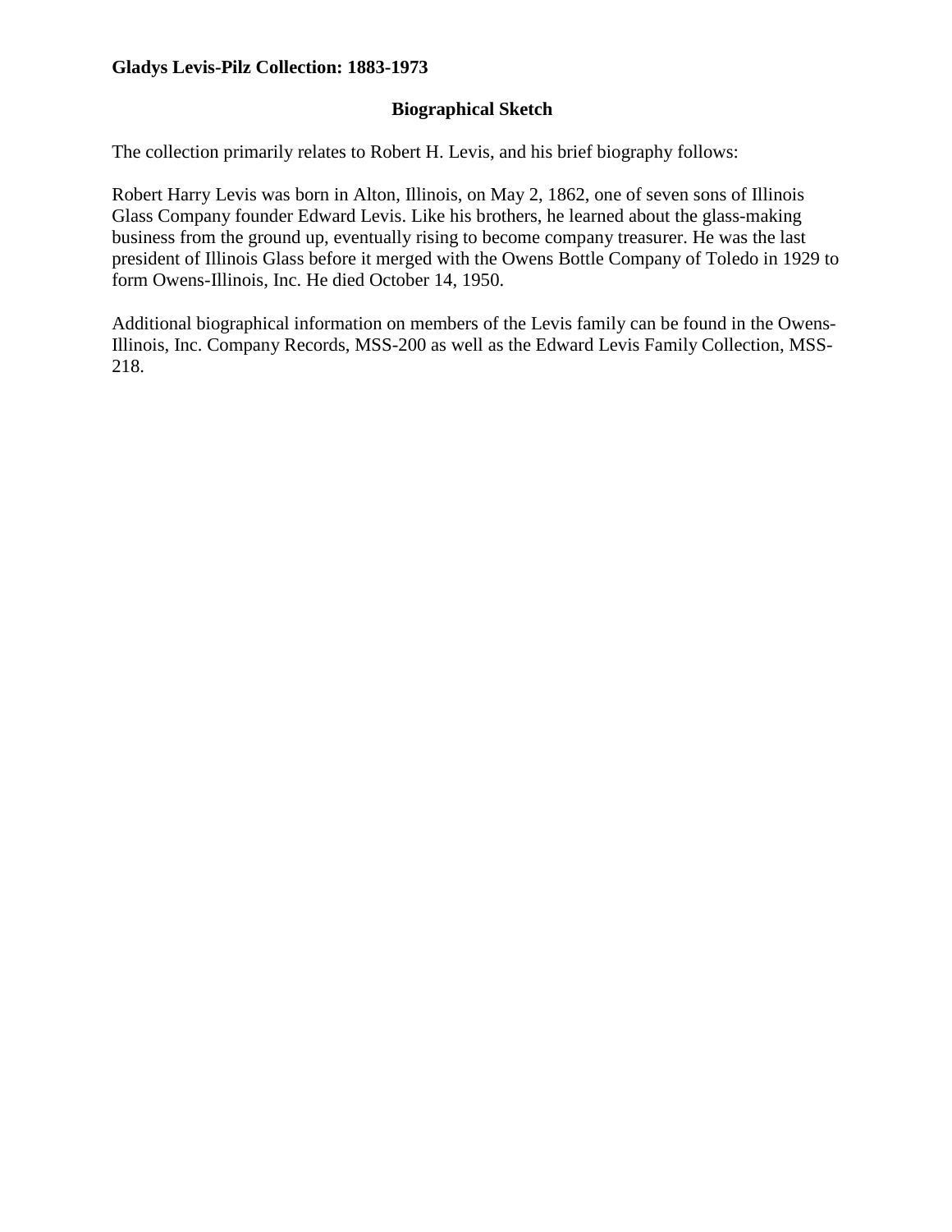**Gladys Levis-Pilz Collection: 1883-1973**

## Biographical Sketch

The collection primarily relates to Robert H. Levis, and his brief biography follows:

Robert Harry Levis was born in Alton, Illinois, on May 2, 1862, one of seven sons of Illinois Glass Company founder Edward Levis. Like his brothers, he learned about the glass-making business from the ground up, eventually rising to become company treasurer. He was the last president of Illinois Glass before it merged with the Owens Bottle Company of Toledo in 1929 to form Owens-Illinois, Inc. He died October 14, 1950.

Additional biographical information on members of the Levis family can be found in the Owens-Illinois, Inc. Company Records, MSS-200 as well as the Edward Levis Family Collection, MSS-218.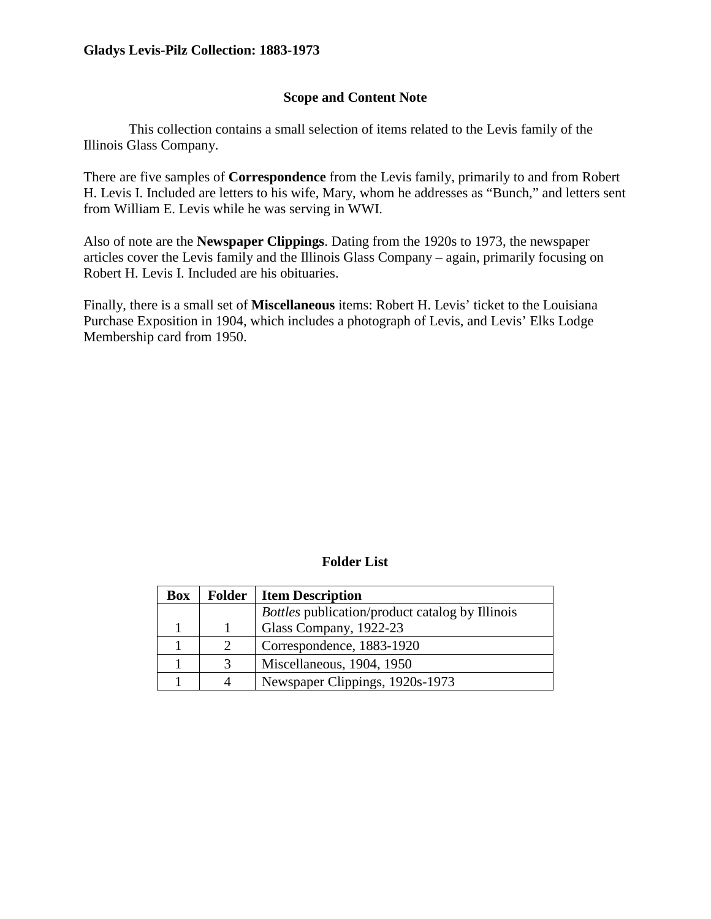**Gladys Levis-Pilz Collection: 1883-1973**

## Scope and Content Note

This collection contains a small selection of items related to the Levis family of the Illinois Glass Company.

There are five samples of **Correspondence** from the Levis family, primarily to and from Robert H. Levis I. Included are letters to his wife, Mary, whom he addresses as “Bunch,” and letters sent from William E. Levis while he was serving in WWI.

Also of note are the **Newspaper Clippings**. Dating from the 1920s to 1973, the newspaper articles cover the Levis family and the Illinois Glass Company – again, primarily focusing on Robert H. Levis I. Included are his obituaries.

Finally, there is a small set of **Miscellaneous** items: Robert H. Levis’ ticket to the Louisiana Purchase Exposition in 1904, which includes a photograph of Levis, and Levis’ Elks Lodge Membership card from 1950.

## Folder List

| Box | Folder | Item Description |
|---|---|---|
| 1 | 1 | *Bottles* publication/product catalog by Illinois Glass Company, 1922-23 |
| 1 | 2 | Correspondence, 1883-1920 |
| 1 | 3 | Miscellaneous, 1904, 1950 |
| 1 | 4 | Newspaper Clippings, 1920s-1973 |